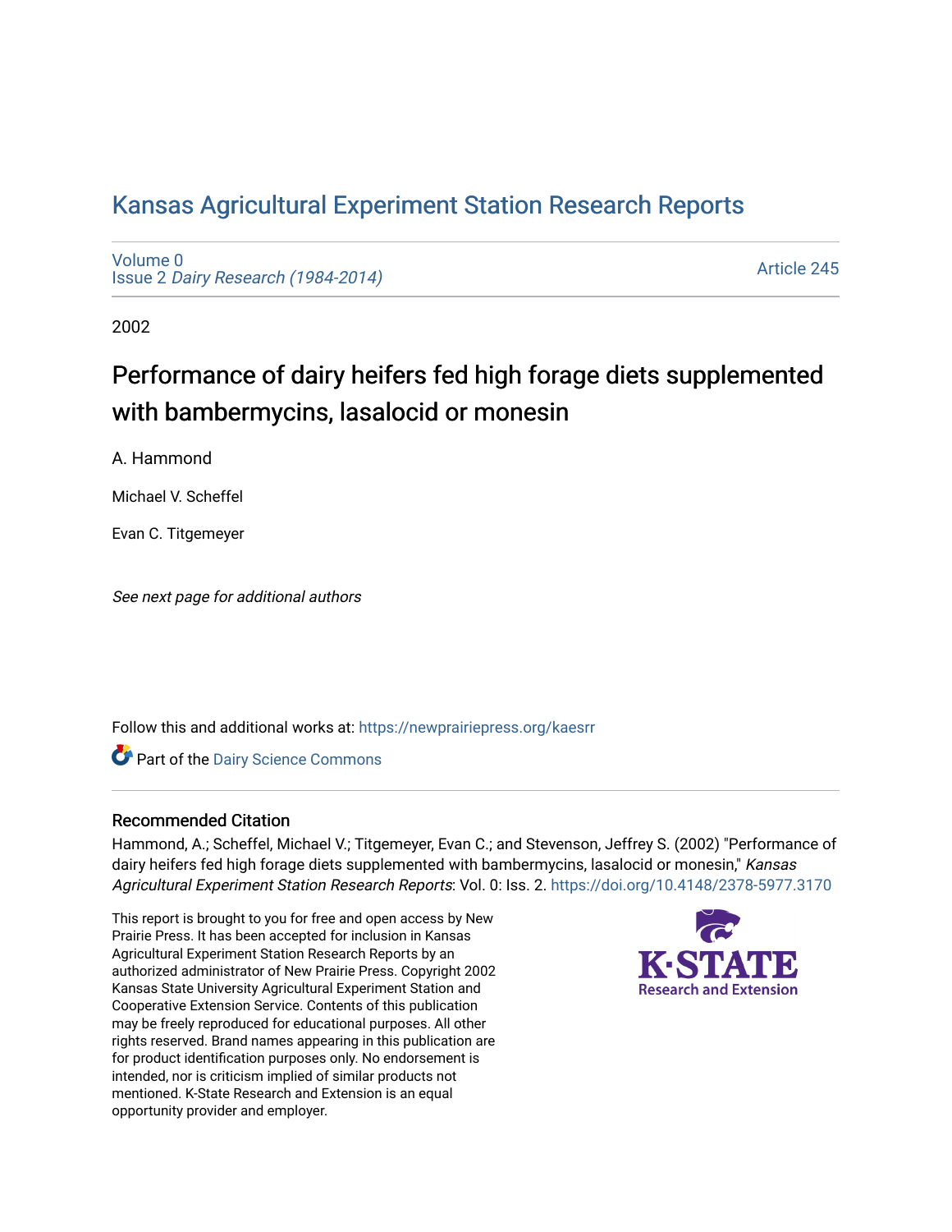# Kansas Agricultural Experiment Station Research Reports

Volume 0
Issue 2 *Dairy Research (1984-2014)*

Article 245

2002

## Performance of dairy heifers fed high forage diets supplemented with bambermycins, lasalocid or monesin

A. Hammond

Michael V. Scheffel

Evan C. Titgemeyer

*See next page for additional authors*

Follow this and additional works at: https://newprairiepress.org/kaesrr

Part of the Dairy Science Commons

### Recommended Citation

Hammond, A.; Scheffel, Michael V.; Titgemeyer, Evan C.; and Stevenson, Jeffrey S. (2002) "Performance of dairy heifers fed high forage diets supplemented with bambermycins, lasalocid or monesin," *Kansas Agricultural Experiment Station Research Reports*: Vol. 0: Iss. 2. https://doi.org/10.4148/2378-5977.3170

This report is brought to you for free and open access by New Prairie Press. It has been accepted for inclusion in Kansas Agricultural Experiment Station Research Reports by an authorized administrator of New Prairie Press. Copyright 2002 Kansas State University Agricultural Experiment Station and Cooperative Extension Service. Contents of this publication may be freely reproduced for educational purposes. All other rights reserved. Brand names appearing in this publication are for product identification purposes only. No endorsement is intended, nor is criticism implied of similar products not mentioned. K-State Research and Extension is an equal opportunity provider and employer.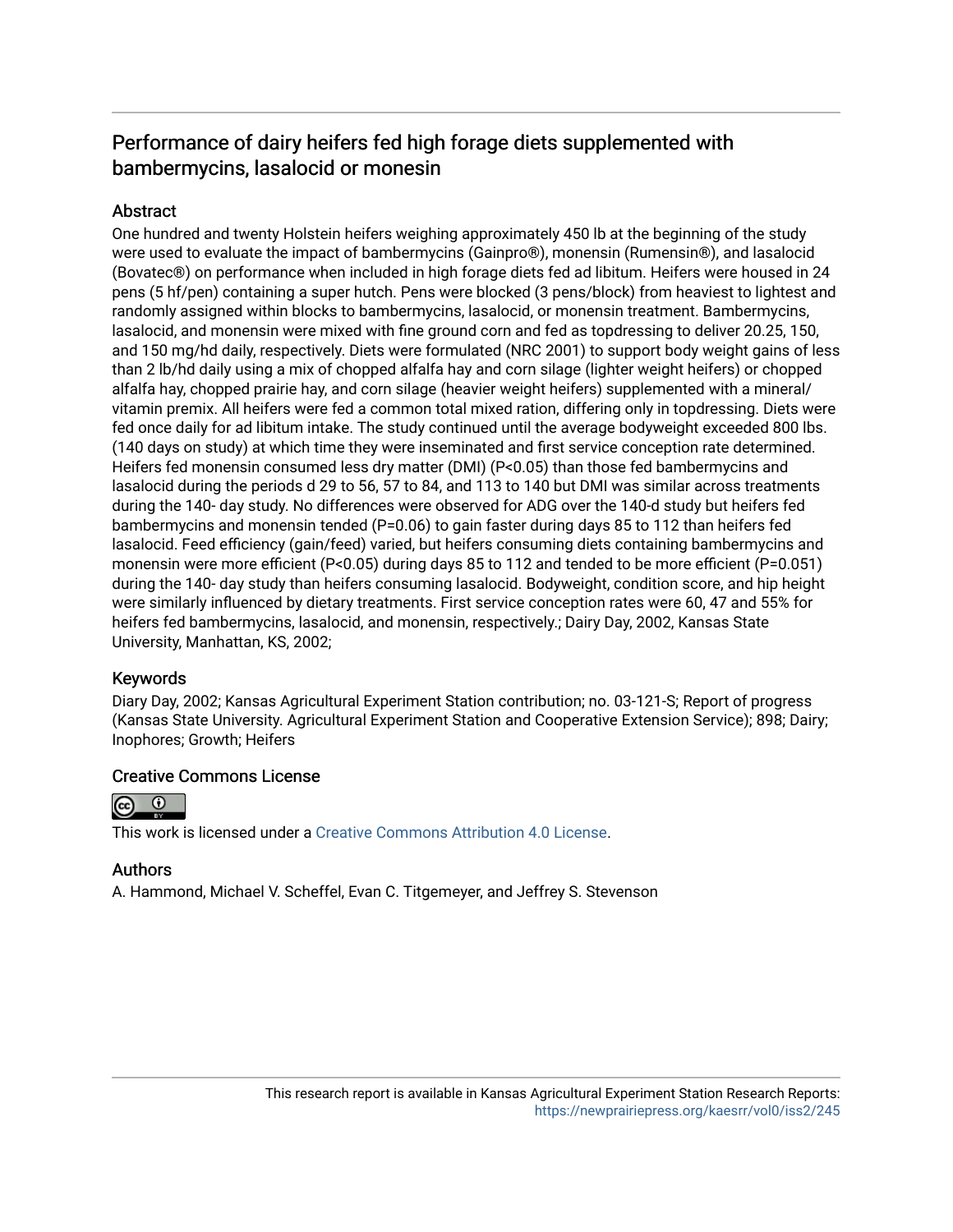# Performance of dairy heifers fed high forage diets supplemented with bambermycins, lasalocid or monesin

## Abstract

One hundred and twenty Holstein heifers weighing approximately 450 lb at the beginning of the study were used to evaluate the impact of bambermycins (Gainpro®), monensin (Rumensin®), and lasalocid (Bovatec®) on performance when included in high forage diets fed ad libitum. Heifers were housed in 24 pens (5 hf/pen) containing a super hutch. Pens were blocked (3 pens/block) from heaviest to lightest and randomly assigned within blocks to bambermycins, lasalocid, or monensin treatment. Bambermycins, lasalocid, and monensin were mixed with fine ground corn and fed as topdressing to deliver 20.25, 150, and 150 mg/hd daily, respectively. Diets were formulated (NRC 2001) to support body weight gains of less than 2 lb/hd daily using a mix of chopped alfalfa hay and corn silage (lighter weight heifers) or chopped alfalfa hay, chopped prairie hay, and corn silage (heavier weight heifers) supplemented with a mineral/vitamin premix. All heifers were fed a common total mixed ration, differing only in topdressing. Diets were fed once daily for ad libitum intake. The study continued until the average bodyweight exceeded 800 lbs. (140 days on study) at which time they were inseminated and first service conception rate determined. Heifers fed monensin consumed less dry matter (DMI) ($P<0.05$) than those fed bambermycins and lasalocid during the periods d 29 to 56, 57 to 84, and 113 to 140 but DMI was similar across treatments during the 140- day study. No differences were observed for ADG over the 140-d study but heifers fed bambermycins and monensin tended ($P=0.06$) to gain faster during days 85 to 112 than heifers fed lasalocid. Feed efficiency (gain/feed) varied, but heifers consuming diets containing bambermycins and monensin were more efficient ($P<0.05$) during days 85 to 112 and tended to be more efficient ($P=0.051$) during the 140- day study than heifers consuming lasalocid. Bodyweight, condition score, and hip height were similarly influenced by dietary treatments. First service conception rates were 60, 47 and 55% for heifers fed bambermycins, lasalocid, and monensin, respectively.; Dairy Day, 2002, Kansas State University, Manhattan, KS, 2002;

## Keywords

Diary Day, 2002; Kansas Agricultural Experiment Station contribution; no. 03-121-S; Report of progress (Kansas State University. Agricultural Experiment Station and Cooperative Extension Service); 898; Dairy; Inophores; Growth; Heifers

## Creative Commons License

This work is licensed under a Creative Commons Attribution 4.0 License.

## Authors

A. Hammond, Michael V. Scheffel, Evan C. Titgemeyer, and Jeffrey S. Stevenson

This research report is available in Kansas Agricultural Experiment Station Research Reports: https://newprairiepress.org/kaesrr/vol0/iss2/245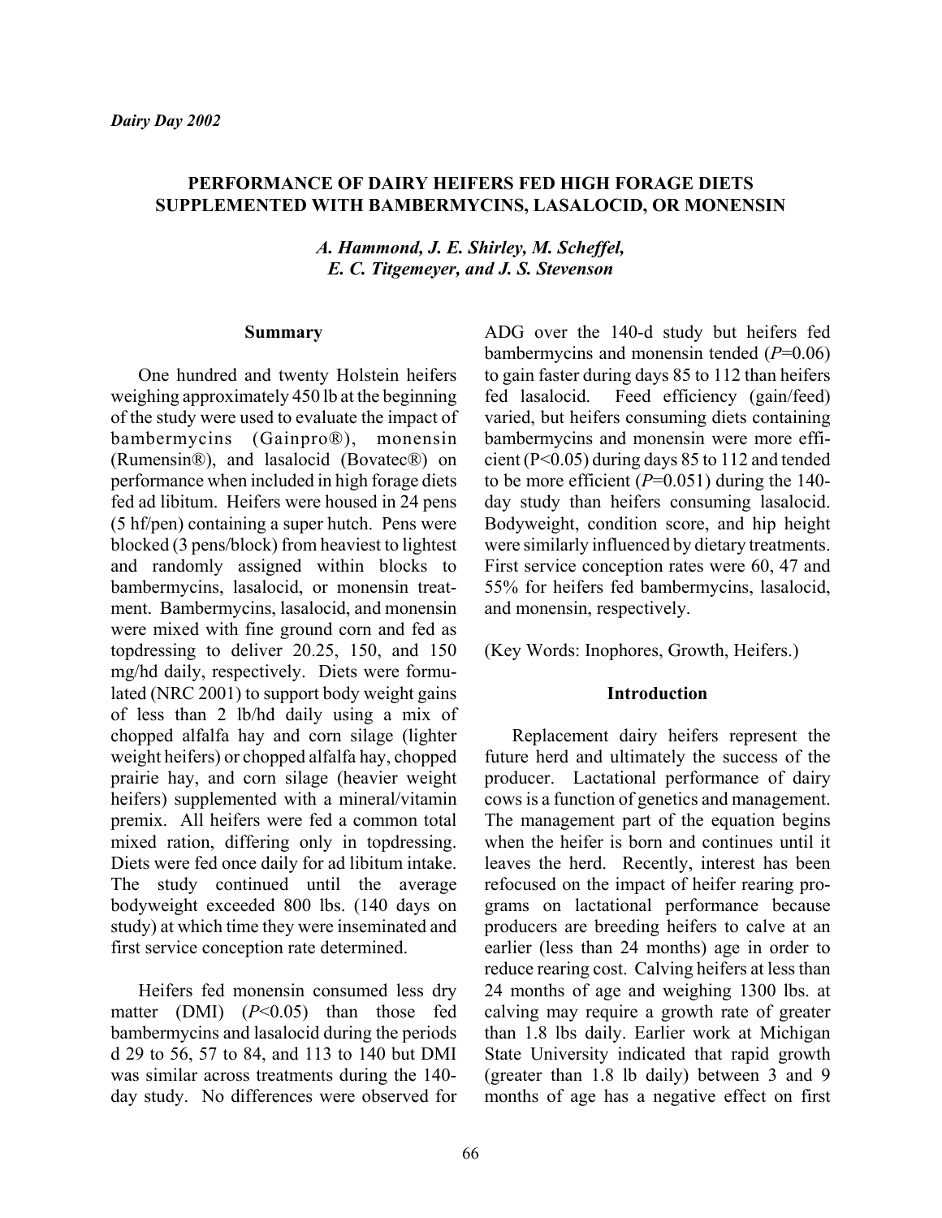*Dairy Day 2002*

# PERFORMANCE OF DAIRY HEIFERS FED HIGH FORAGE DIETS SUPPLEMENTED WITH BAMBERMYCINS, LASALOCID, OR MONENSIN

***A. Hammond, J. E. Shirley, M. Scheffel, E. C. Titgemeyer, and J. S. Stevenson***

## Summary

One hundred and twenty Holstein heifers weighing approximately 450 lb at the beginning of the study were used to evaluate the impact of bambermycins (Gainpro®), monensin (Rumensin®), and lasalocid (Bovatec®) on performance when included in high forage diets fed ad libitum. Heifers were housed in 24 pens (5 hf/pen) containing a super hutch. Pens were blocked (3 pens/block) from heaviest to lightest and randomly assigned within blocks to bambermycins, lasalocid, or monensin treatment. Bambermycins, lasalocid, and monensin were mixed with fine ground corn and fed as topdressing to deliver 20.25, 150, and 150 mg/hd daily, respectively. Diets were formulated (NRC 2001) to support body weight gains of less than 2 lb/hd daily using a mix of chopped alfalfa hay and corn silage (lighter weight heifers) or chopped alfalfa hay, chopped prairie hay, and corn silage (heavier weight heifers) supplemented with a mineral/vitamin premix. All heifers were fed a common total mixed ration, differing only in topdressing. Diets were fed once daily for ad libitum intake. The study continued until the average bodyweight exceeded 800 lbs. (140 days on study) at which time they were inseminated and first service conception rate determined.

Heifers fed monensin consumed less dry matter (DMI) ($P<0.05$) than those fed bambermycins and lasalocid during the periods d 29 to 56, 57 to 84, and 113 to 140 but DMI was similar across treatments during the 140-day study. No differences were observed for ADG over the 140-d study but heifers fed bambermycins and monensin tended ($P=0.06$) to gain faster during days 85 to 112 than heifers fed lasalocid. Feed efficiency (gain/feed) varied, but heifers consuming diets containing bambermycins and monensin were more efficient ($P<0.05$) during days 85 to 112 and tended to be more efficient ($P=0.051$) during the 140-day study than heifers consuming lasalocid. Bodyweight, condition score, and hip height were similarly influenced by dietary treatments. First service conception rates were 60, 47 and 55% for heifers fed bambermycins, lasalocid, and monensin, respectively.

(Key Words: Inophores, Growth, Heifers.)

## Introduction

Replacement dairy heifers represent the future herd and ultimately the success of the producer. Lactational performance of dairy cows is a function of genetics and management. The management part of the equation begins when the heifer is born and continues until it leaves the herd. Recently, interest has been refocused on the impact of heifer rearing programs on lactational performance because producers are breeding heifers to calve at an earlier (less than 24 months) age in order to reduce rearing cost. Calving heifers at less than 24 months of age and weighing 1300 lbs. at calving may require a growth rate of greater than 1.8 lbs daily. Earlier work at Michigan State University indicated that rapid growth (greater than 1.8 lb daily) between 3 and 9 months of age has a negative effect on first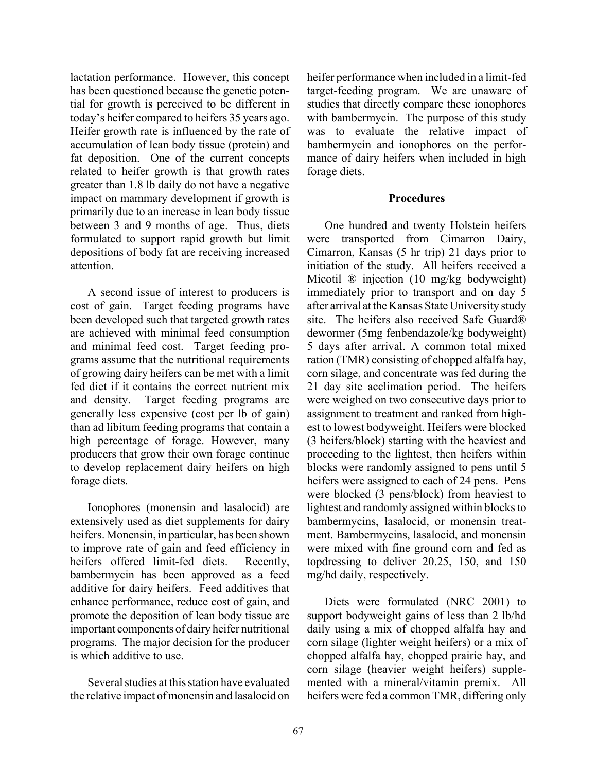lactation performance. However, this concept has been questioned because the genetic potential for growth is perceived to be different in today's heifer compared to heifers 35 years ago. Heifer growth rate is influenced by the rate of accumulation of lean body tissue (protein) and fat deposition. One of the current concepts related to heifer growth is that growth rates greater than 1.8 lb daily do not have a negative impact on mammary development if growth is primarily due to an increase in lean body tissue between 3 and 9 months of age. Thus, diets formulated to support rapid growth but limit depositions of body fat are receiving increased attention.

A second issue of interest to producers is cost of gain. Target feeding programs have been developed such that targeted growth rates are achieved with minimal feed consumption and minimal feed cost. Target feeding programs assume that the nutritional requirements of growing dairy heifers can be met with a limit fed diet if it contains the correct nutrient mix and density. Target feeding programs are generally less expensive (cost per lb of gain) than ad libitum feeding programs that contain a high percentage of forage. However, many producers that grow their own forage continue to develop replacement dairy heifers on high forage diets.

Ionophores (monensin and lasalocid) are extensively used as diet supplements for dairy heifers. Monensin, in particular, has been shown to improve rate of gain and feed efficiency in heifers offered limit-fed diets. Recently, bambermycin has been approved as a feed additive for dairy heifers. Feed additives that enhance performance, reduce cost of gain, and promote the deposition of lean body tissue are important components of dairy heifer nutritional programs. The major decision for the producer is which additive to use.

Several studies at this station have evaluated the relative impact of monensin and lasalocid on heifer performance when included in a limit-fed target-feeding program. We are unaware of studies that directly compare these ionophores with bambermycin. The purpose of this study was to evaluate the relative impact of bambermycin and ionophores on the performance of dairy heifers when included in high forage diets.

## Procedures

One hundred and twenty Holstein heifers were transported from Cimarron Dairy, Cimarron, Kansas (5 hr trip) 21 days prior to initiation of the study. All heifers received a Micotil ® injection (10 mg/kg bodyweight) immediately prior to transport and on day 5 after arrival at the Kansas State University study site. The heifers also received Safe Guard® dewormer (5mg fenbendazole/kg bodyweight) 5 days after arrival. A common total mixed ration (TMR) consisting of chopped alfalfa hay, corn silage, and concentrate was fed during the 21 day site acclimation period. The heifers were weighed on two consecutive days prior to assignment to treatment and ranked from highest to lowest bodyweight. Heifers were blocked (3 heifers/block) starting with the heaviest and proceeding to the lightest, then heifers within blocks were randomly assigned to pens until 5 heifers were assigned to each of 24 pens. Pens were blocked (3 pens/block) from heaviest to lightest and randomly assigned within blocks to bambermycins, lasalocid, or monensin treatment. Bambermycins, lasalocid, and monensin were mixed with fine ground corn and fed as topdressing to deliver 20.25, 150, and 150 mg/hd daily, respectively.

Diets were formulated (NRC 2001) to support bodyweight gains of less than 2 lb/hd daily using a mix of chopped alfalfa hay and corn silage (lighter weight heifers) or a mix of chopped alfalfa hay, chopped prairie hay, and corn silage (heavier weight heifers) supplemented with a mineral/vitamin premix. All heifers were fed a common TMR, differing only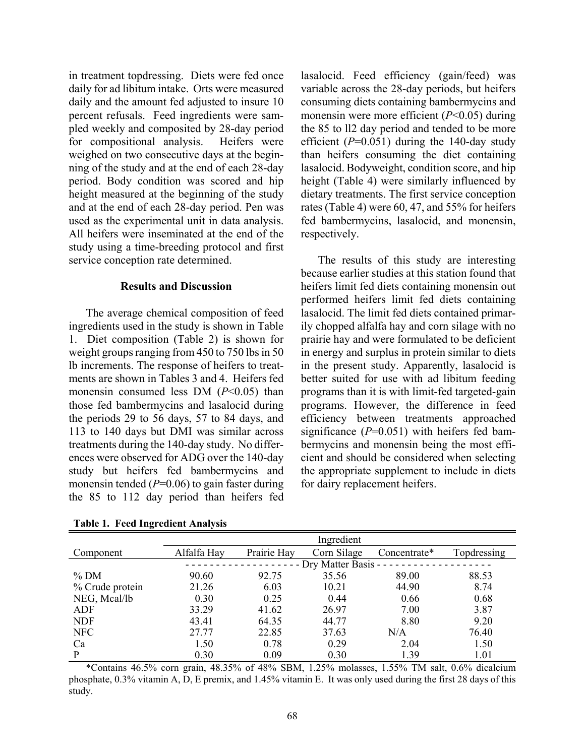in treatment topdressing. Diets were fed once daily for ad libitum intake. Orts were measured daily and the amount fed adjusted to insure 10 percent refusals. Feed ingredients were sampled weekly and composited by 28-day period for compositional analysis. Heifers were weighed on two consecutive days at the beginning of the study and at the end of each 28-day period. Body condition was scored and hip height measured at the beginning of the study and at the end of each 28-day period. Pen was used as the experimental unit in data analysis. All heifers were inseminated at the end of the study using a time-breeding protocol and first service conception rate determined.

## Results and Discussion

The average chemical composition of feed ingredients used in the study is shown in Table 1. Diet composition (Table 2) is shown for weight groups ranging from 450 to 750 lbs in 50 lb increments. The response of heifers to treatments are shown in Tables 3 and 4. Heifers fed monensin consumed less DM ($P$<0.05) than those fed bambermycins and lasalocid during the periods 29 to 56 days, 57 to 84 days, and 113 to 140 days but DMI was similar across treatments during the 140-day study. No differences were observed for ADG over the 140-day study but heifers fed bambermycins and monensin tended ($P$=0.06) to gain faster during the 85 to 112 day period than heifers fed lasalocid. Feed efficiency (gain/feed) was variable across the 28-day periods, but heifers consuming diets containing bambermycins and monensin were more efficient ($P$<0.05) during the 85 to ll2 day period and tended to be more efficient ($P$=0.051) during the 140-day study than heifers consuming the diet containing lasalocid. Bodyweight, condition score, and hip height (Table 4) were similarly influenced by dietary treatments. The first service conception rates (Table 4) were 60, 47, and 55% for heifers fed bambermycins, lasalocid, and monensin, respectively.

The results of this study are interesting because earlier studies at this station found that heifers limit fed diets containing monensin out performed heifers limit fed diets containing lasalocid. The limit fed diets contained primarily chopped alfalfa hay and corn silage with no prairie hay and were formulated to be deficient in energy and surplus in protein similar to diets in the present study. Apparently, lasalocid is better suited for use with ad libitum feeding programs than it is with limit-fed targeted-gain programs. However, the difference in feed efficiency between treatments approached significance ($P$=0.051) with heifers fed bambermycins and monensin being the most efficient and should be considered when selecting the appropriate supplement to include in diets for dairy replacement heifers.

**Table 1. Feed Ingredient Analysis**

| Component | Ingredient | | | | |
|---|---|---|---|---|---|
| | Alfalfa Hay | Prairie Hay | Corn Silage | Concentrate* | Topdressing |
| | Dry Matter Basis | | | | |
| % DM | 90.60 | 92.75 | 35.56 | 89.00 | 88.53 |
| % Crude protein | 21.26 | 6.03 | 10.21 | 44.90 | 8.74 |
| NEG, Mcal/lb | 0.30 | 0.25 | 0.44 | 0.66 | 0.68 |
| ADF | 33.29 | 41.62 | 26.97 | 7.00 | 3.87 |
| NDF | 43.41 | 64.35 | 44.77 | 8.80 | 9.20 |
| NFC | 27.77 | 22.85 | 37.63 | N/A | 76.40 |
| Ca | 1.50 | 0.78 | 0.29 | 2.04 | 1.50 |
| P | 0.30 | 0.09 | 0.30 | 1.39 | 1.01 |

*Contains 46.5% corn grain, 48.35% of 48% SBM, 1.25% molasses, 1.55% TM salt, 0.6% dicalcium phosphate, 0.3% vitamin A, D, E premix, and 1.45% vitamin E. It was only used during the first 28 days of this study.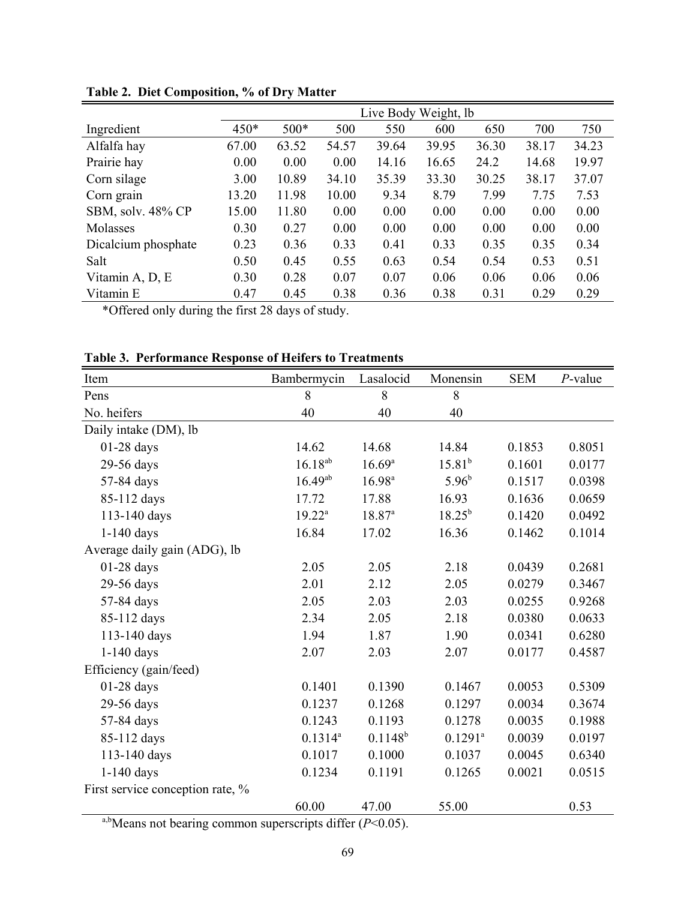**Table 2. Diet Composition, % of Dry Matter**

| Ingredient | Live Body Weight, lb | | | | | | | |
|---|---|---|---|---|---|---|---|---|
| | 450* | 500* | 500 | 550 | 600 | 650 | 700 | 750 |
| Alfalfa hay | 67.00 | 63.52 | 54.57 | 39.64 | 39.95 | 36.30 | 38.17 | 34.23 |
| Prairie hay | 0.00 | 0.00 | 0.00 | 14.16 | 16.65 | 24.2 | 14.68 | 19.97 |
| Corn silage | 3.00 | 10.89 | 34.10 | 35.39 | 33.30 | 30.25 | 38.17 | 37.07 |
| Corn grain | 13.20 | 11.98 | 10.00 | 9.34 | 8.79 | 7.99 | 7.75 | 7.53 |
| SBM, solv. 48% CP | 15.00 | 11.80 | 0.00 | 0.00 | 0.00 | 0.00 | 0.00 | 0.00 |
| Molasses | 0.30 | 0.27 | 0.00 | 0.00 | 0.00 | 0.00 | 0.00 | 0.00 |
| Dicalcium phosphate | 0.23 | 0.36 | 0.33 | 0.41 | 0.33 | 0.35 | 0.35 | 0.34 |
| Salt | 0.50 | 0.45 | 0.55 | 0.63 | 0.54 | 0.54 | 0.53 | 0.51 |
| Vitamin A, D, E | 0.30 | 0.28 | 0.07 | 0.07 | 0.06 | 0.06 | 0.06 | 0.06 |
| Vitamin E | 0.47 | 0.45 | 0.38 | 0.36 | 0.38 | 0.31 | 0.29 | 0.29 |

*Offered only during the first 28 days of study.

**Table 3. Performance Response of Heifers to Treatments**

| Item | Bambermycin | Lasalocid | Monensin | SEM | *P*-value |
|---|---|---|---|---|---|
| Pens | 8 | 8 | 8 | | |
| No. heifers | 40 | 40 | 40 | | |
| Daily intake (DM), lb | | | | | |
| 01-28 days | 14.62 | 14.68 | 14.84 | 0.1853 | 0.8051 |
| 29-56 days | 16.18[ab] | 16.69[a] | 15.81[b] | 0.1601 | 0.0177 |
| 57-84 days | 16.49[ab] | 16.98[a] | 5.96[b] | 0.1517 | 0.0398 |
| 85-112 days | 17.72 | 17.88 | 16.93 | 0.1636 | 0.0659 |
| 113-140 days | 19.22[a] | 18.87[a] | 18.25[b] | 0.1420 | 0.0492 |
| 1-140 days | 16.84 | 17.02 | 16.36 | 0.1462 | 0.1014 |
| Average daily gain (ADG), lb | | | | | |
| 01-28 days | 2.05 | 2.05 | 2.18 | 0.0439 | 0.2681 |
| 29-56 days | 2.01 | 2.12 | 2.05 | 0.0279 | 0.3467 |
| 57-84 days | 2.05 | 2.03 | 2.03 | 0.0255 | 0.9268 |
| 85-112 days | 2.34 | 2.05 | 2.18 | 0.0380 | 0.0633 |
| 113-140 days | 1.94 | 1.87 | 1.90 | 0.0341 | 0.6280 |
| 1-140 days | 2.07 | 2.03 | 2.07 | 0.0177 | 0.4587 |
| Efficiency (gain/feed) | | | | | |
| 01-28 days | 0.1401 | 0.1390 | 0.1467 | 0.0053 | 0.5309 |
| 29-56 days | 0.1237 | 0.1268 | 0.1297 | 0.0034 | 0.3674 |
| 57-84 days | 0.1243 | 0.1193 | 0.1278 | 0.0035 | 0.1988 |
| 85-112 days | 0.1314[a] | 0.1148[b] | 0.1291[a] | 0.0039 | 0.0197 |
| 113-140 days | 0.1017 | 0.1000 | 0.1037 | 0.0045 | 0.6340 |
| 1-140 days | 0.1234 | 0.1191 | 0.1265 | 0.0021 | 0.0515 |
| First service conception rate, % | | | | | |
| | 60.00 | 47.00 | 55.00 | | 0.53 |

[a,b]Means not bearing common superscripts differ ($P<0.05$).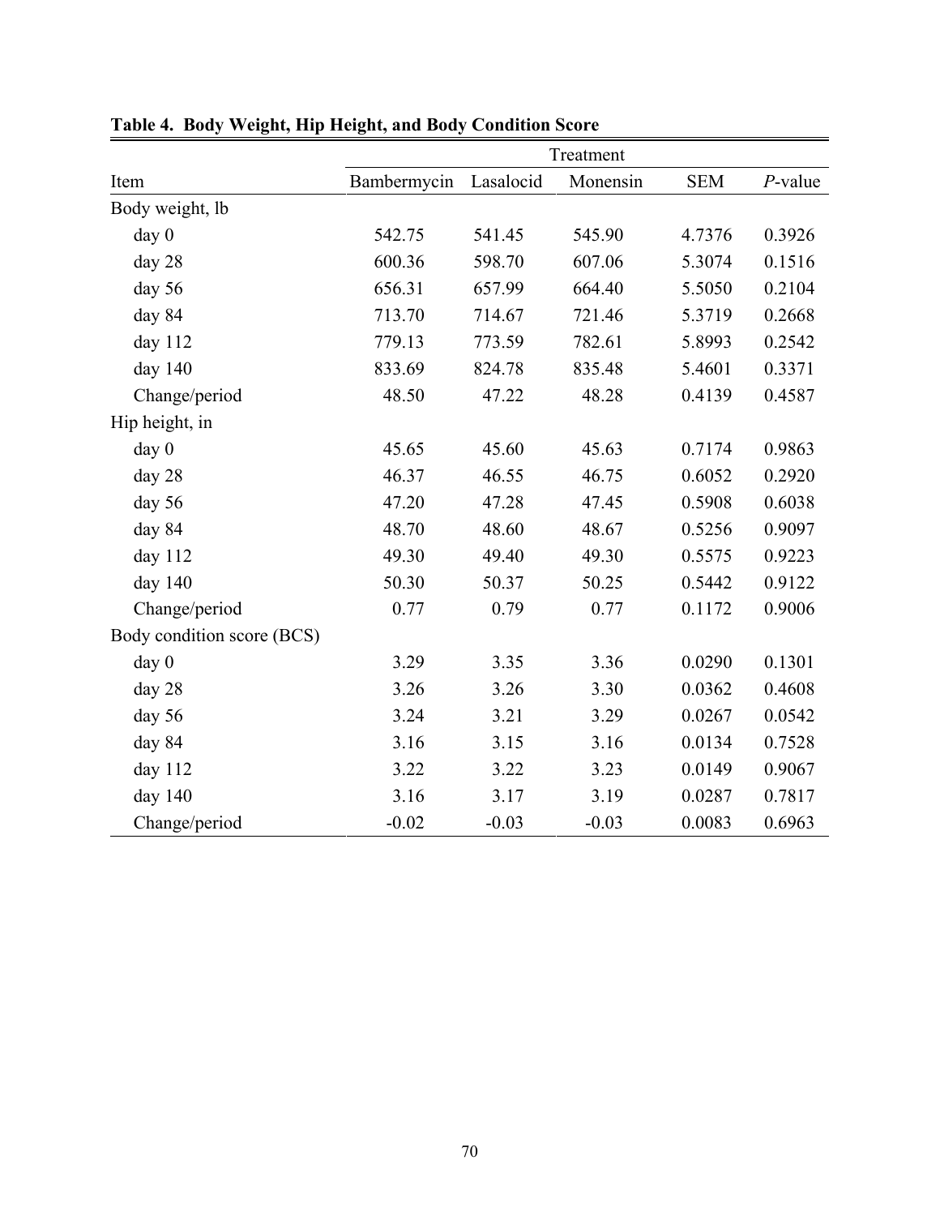**Table 4. Body Weight, Hip Height, and Body Condition Score**

| | Treatment | | | | |
|---|---|---|---|---|---|
| Item | Bambermycin | Lasalocid | Monensin | SEM | *P*-value |
| Body weight, lb | | | | | |
| day 0 | 542.75 | 541.45 | 545.90 | 4.7376 | 0.3926 |
| day 28 | 600.36 | 598.70 | 607.06 | 5.3074 | 0.1516 |
| day 56 | 656.31 | 657.99 | 664.40 | 5.5050 | 0.2104 |
| day 84 | 713.70 | 714.67 | 721.46 | 5.3719 | 0.2668 |
| day 112 | 779.13 | 773.59 | 782.61 | 5.8993 | 0.2542 |
| day 140 | 833.69 | 824.78 | 835.48 | 5.4601 | 0.3371 |
| Change/period | 48.50 | 47.22 | 48.28 | 0.4139 | 0.4587 |
| Hip height, in | | | | | |
| day 0 | 45.65 | 45.60 | 45.63 | 0.7174 | 0.9863 |
| day 28 | 46.37 | 46.55 | 46.75 | 0.6052 | 0.2920 |
| day 56 | 47.20 | 47.28 | 47.45 | 0.5908 | 0.6038 |
| day 84 | 48.70 | 48.60 | 48.67 | 0.5256 | 0.9097 |
| day 112 | 49.30 | 49.40 | 49.30 | 0.5575 | 0.9223 |
| day 140 | 50.30 | 50.37 | 50.25 | 0.5442 | 0.9122 |
| Change/period | 0.77 | 0.79 | 0.77 | 0.1172 | 0.9006 |
| Body condition score (BCS) | | | | | |
| day 0 | 3.29 | 3.35 | 3.36 | 0.0290 | 0.1301 |
| day 28 | 3.26 | 3.26 | 3.30 | 0.0362 | 0.4608 |
| day 56 | 3.24 | 3.21 | 3.29 | 0.0267 | 0.0542 |
| day 84 | 3.16 | 3.15 | 3.16 | 0.0134 | 0.7528 |
| day 112 | 3.22 | 3.22 | 3.23 | 0.0149 | 0.9067 |
| day 140 | 3.16 | 3.17 | 3.19 | 0.0287 | 0.7817 |
| Change/period | -0.02 | -0.03 | -0.03 | 0.0083 | 0.6963 |